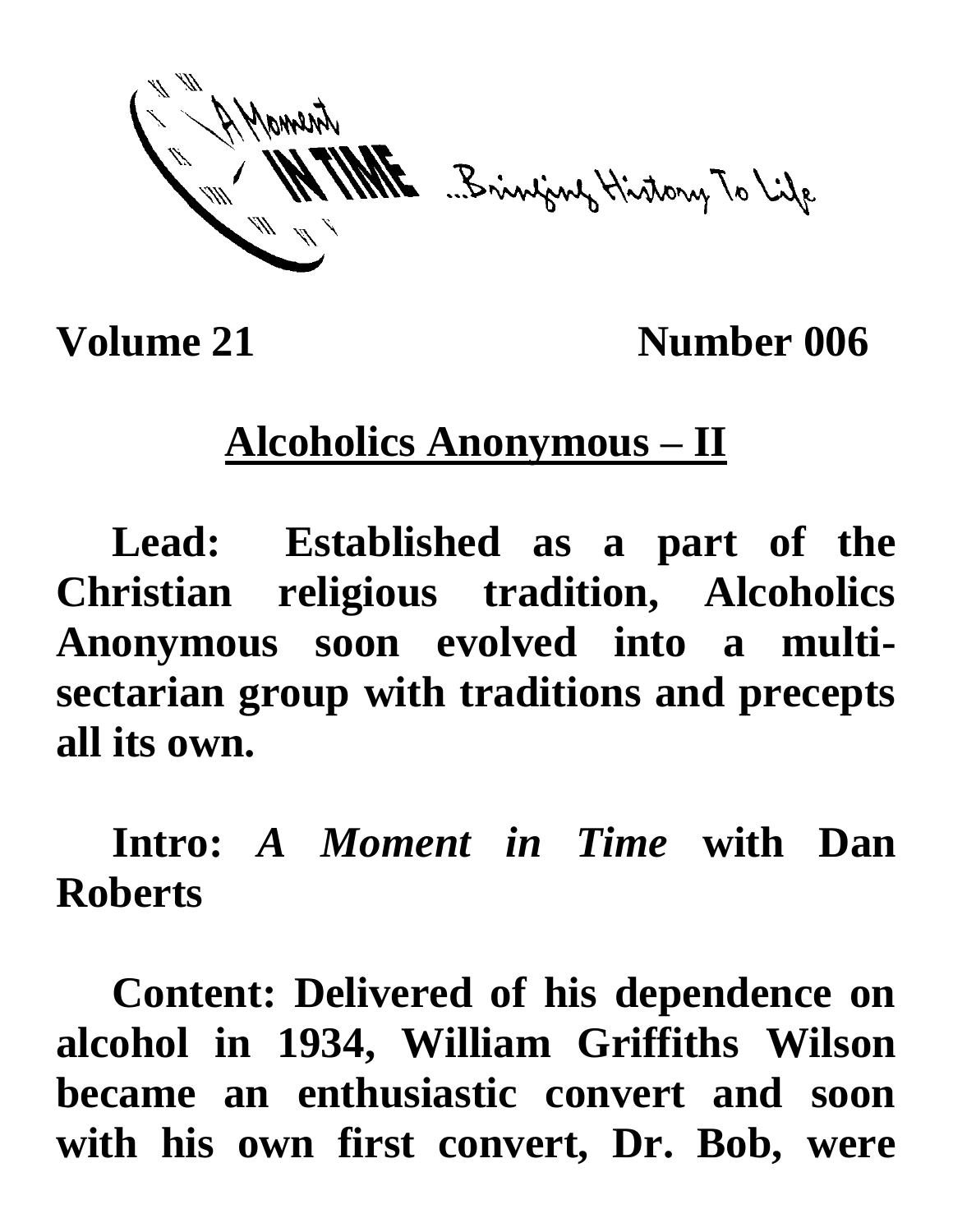A Moment IN TIME ...Bringing History To Life

**Volume 21** **Number 006**

## Alcoholics Anonymous – II

**Lead: Established as a part of the Christian religious tradition, Alcoholics Anonymous soon evolved into a multi-sectarian group with traditions and precepts all its own.**

**Intro:** ***A Moment in Time*** **with Dan Roberts**

**Content: Delivered of his dependence on alcohol in 1934, William Griffiths Wilson became an enthusiastic convert and soon with his own first convert, Dr. Bob, were**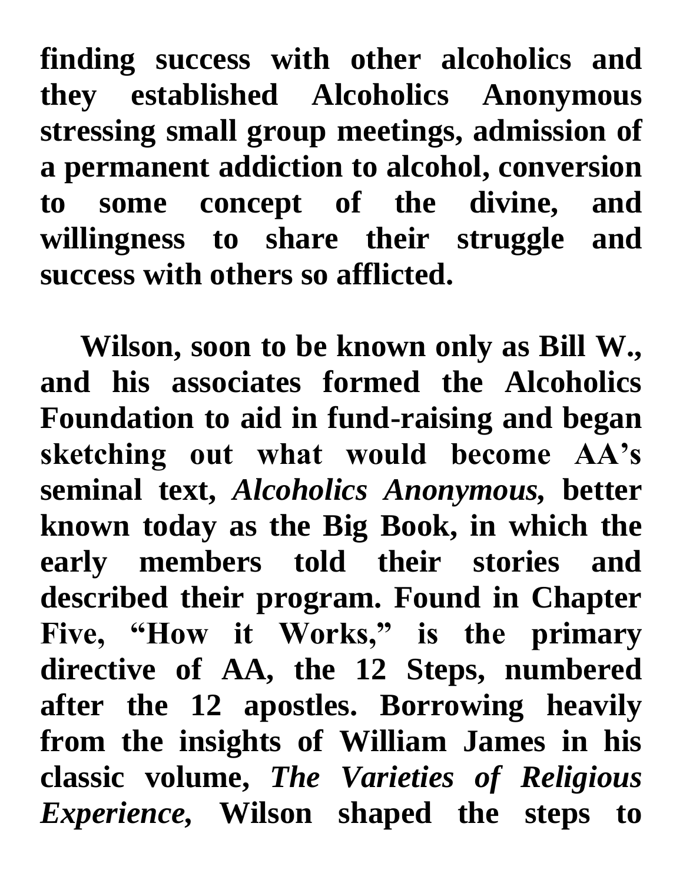finding success with other alcoholics and they established Alcoholics Anonymous stressing small group meetings, admission of a permanent addiction to alcohol, conversion to some concept of the divine, and willingness to share their struggle and success with others so afflicted.

Wilson, soon to be known only as Bill W., and his associates formed the Alcoholics Foundation to aid in fund-raising and began sketching out what would become AA's seminal text, *Alcoholics Anonymous,* better known today as the Big Book, in which the early members told their stories and described their program. Found in Chapter Five, "How it Works," is the primary directive of AA, the 12 Steps, numbered after the 12 apostles. Borrowing heavily from the insights of William James in his classic volume, *The Varieties of Religious Experience,* Wilson shaped the steps to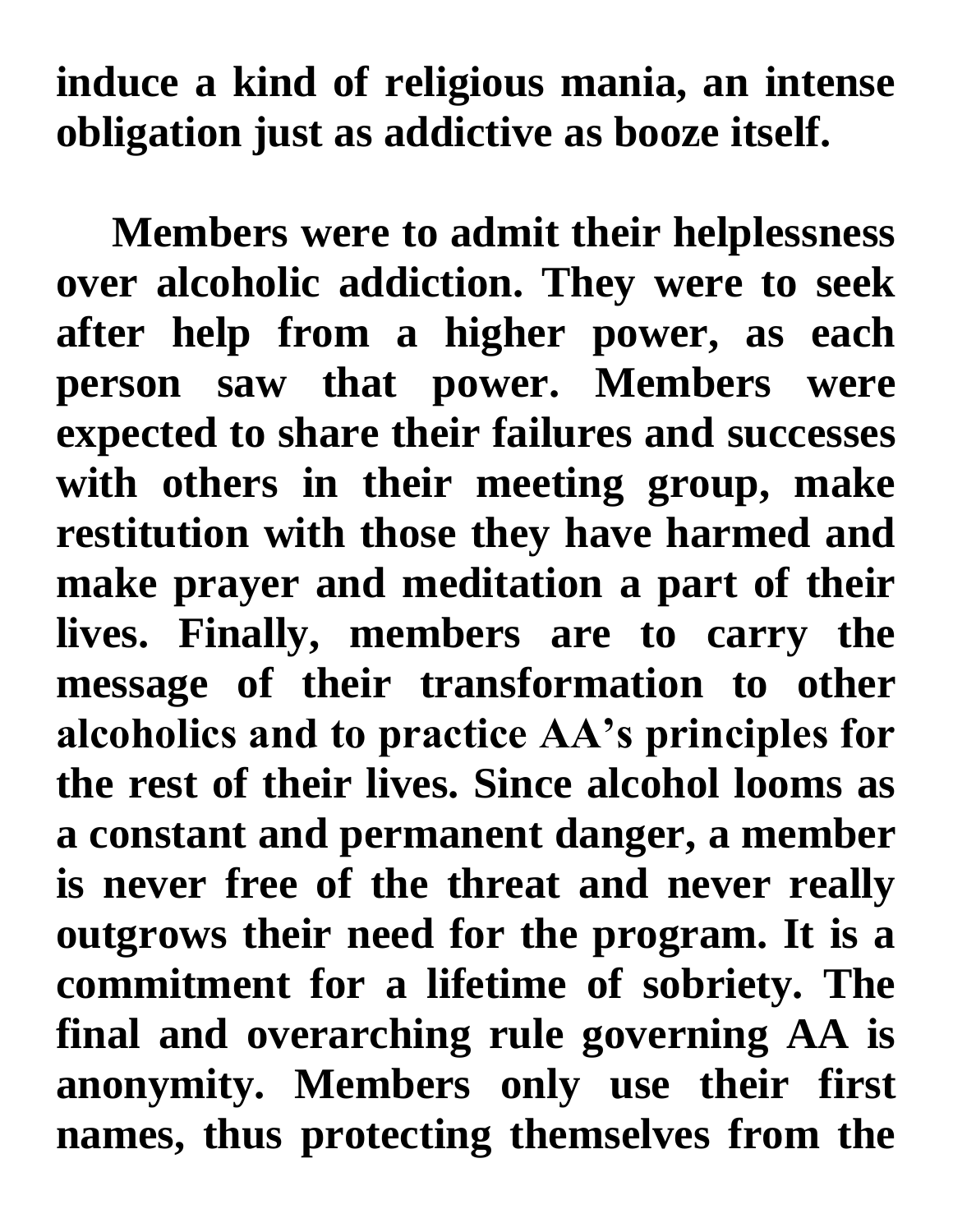**induce a kind of religious mania, an intense obligation just as addictive as booze itself.**

**Members were to admit their helplessness over alcoholic addiction. They were to seek after help from a higher power, as each person saw that power. Members were expected to share their failures and successes with others in their meeting group, make restitution with those they have harmed and make prayer and meditation a part of their lives. Finally, members are to carry the message of their transformation to other alcoholics and to practice AA's principles for the rest of their lives. Since alcohol looms as a constant and permanent danger, a member is never free of the threat and never really outgrows their need for the program. It is a commitment for a lifetime of sobriety. The final and overarching rule governing AA is anonymity. Members only use their first names, thus protecting themselves from the**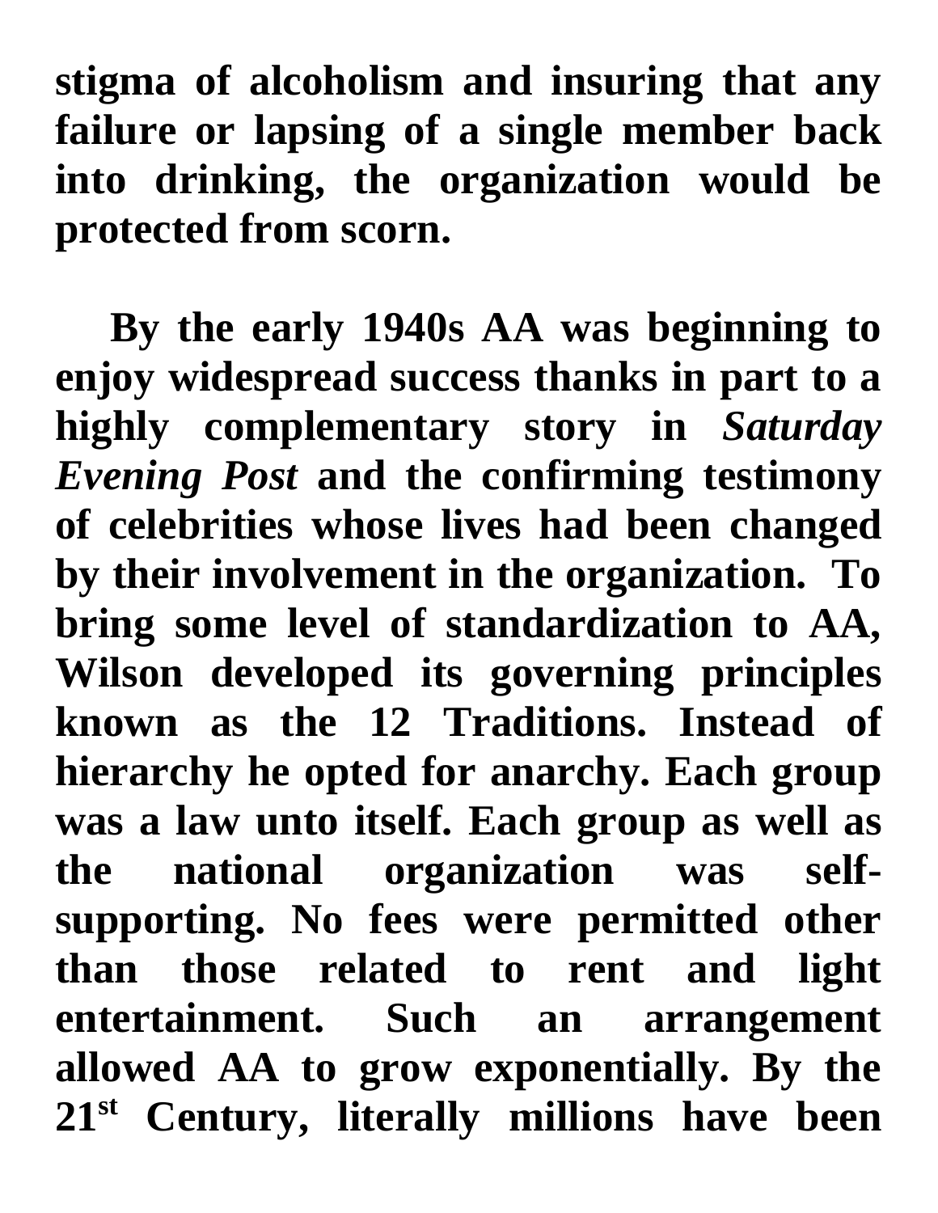**stigma of alcoholism and insuring that any failure or lapsing of a single member back into drinking, the organization would be protected from scorn.**

**By the early 1940s AA was beginning to enjoy widespread success thanks in part to a highly complementary story in *Saturday Evening Post* and the confirming testimony of celebrities whose lives had been changed by their involvement in the organization. To bring some level of standardization to AA, Wilson developed its governing principles known as the 12 Traditions. Instead of hierarchy he opted for anarchy. Each group was a law unto itself. Each group as well as the national organization was self-supporting. No fees were permitted other than those related to rent and light entertainment. Such an arrangement allowed AA to grow exponentially. By the 21st Century, literally millions have been**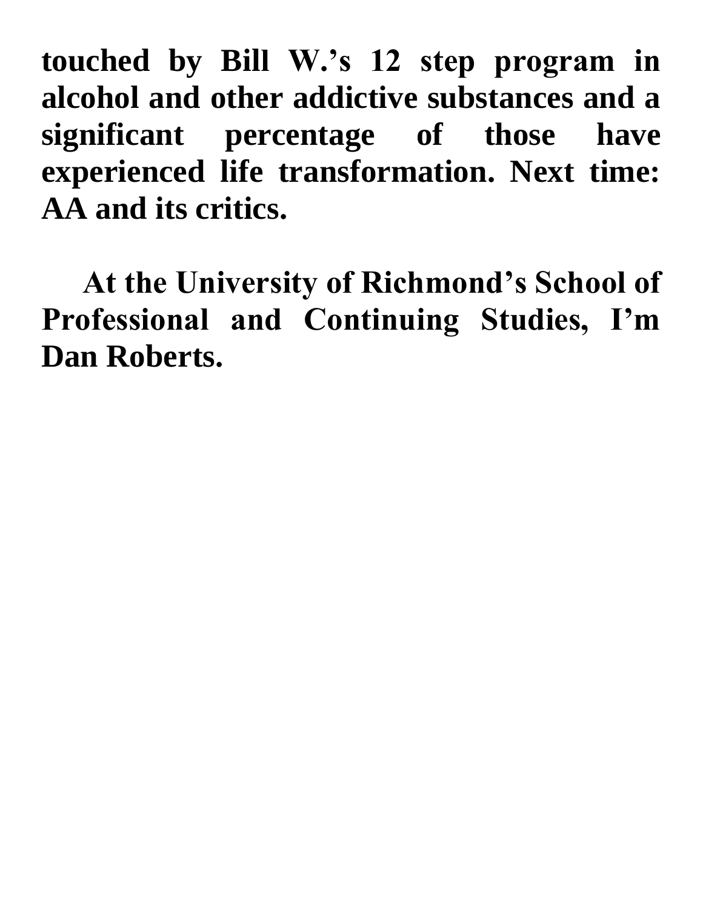**touched by Bill W.'s 12 step program in alcohol and other addictive substances and a significant percentage of those have experienced life transformation. Next time: AA and its critics.**

**At the University of Richmond's School of Professional and Continuing Studies, I'm Dan Roberts.**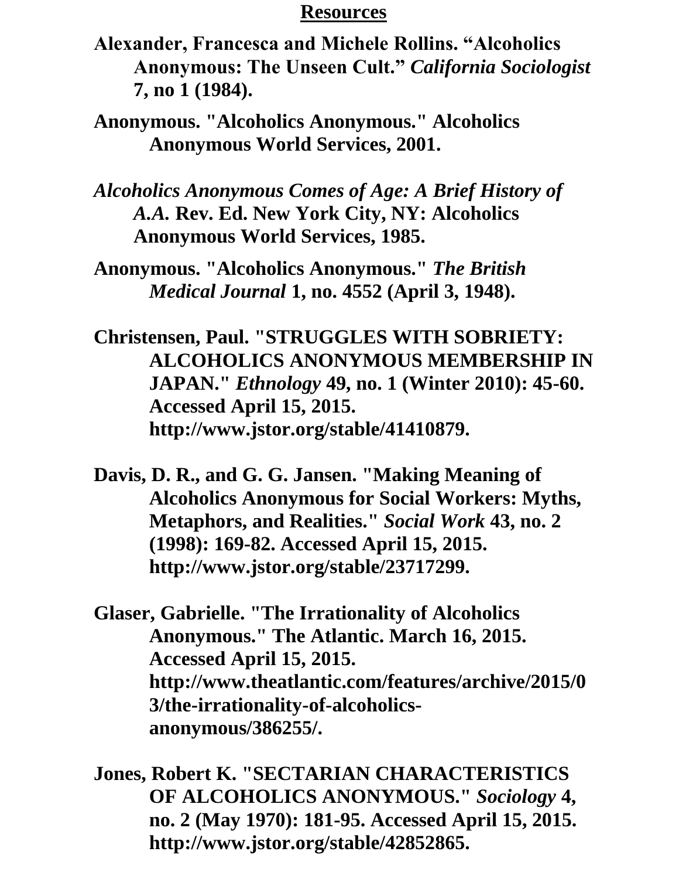## Resources

**Alexander, Francesca and Michele Rollins. "Alcoholics Anonymous: The Unseen Cult."** ***California Sociologist*** **7, no 1 (1984).**

**Anonymous. "Alcoholics Anonymous." Alcoholics Anonymous World Services, 2001.**

***Alcoholics Anonymous Comes of Age: A Brief History of A.A.*** **Rev. Ed. New York City, NY: Alcoholics Anonymous World Services, 1985.**

**Anonymous. "Alcoholics Anonymous."** ***The British Medical Journal*** **1, no. 4552 (April 3, 1948).**

**Christensen, Paul. "STRUGGLES WITH SOBRIETY: ALCOHOLICS ANONYMOUS MEMBERSHIP IN JAPAN."** ***Ethnology*** **49, no. 1 (Winter 2010): 45-60. Accessed April 15, 2015. http://www.jstor.org/stable/41410879.**

**Davis, D. R., and G. G. Jansen. "Making Meaning of Alcoholics Anonymous for Social Workers: Myths, Metaphors, and Realities."** ***Social Work*** **43, no. 2 (1998): 169-82. Accessed April 15, 2015. http://www.jstor.org/stable/23717299.**

**Glaser, Gabrielle. "The Irrationality of Alcoholics Anonymous." The Atlantic. March 16, 2015. Accessed April 15, 2015. http://www.theatlantic.com/features/archive/2015/03/the-irrationality-of-alcoholics-anonymous/386255/.**

**Jones, Robert K. "SECTARIAN CHARACTERISTICS OF ALCOHOLICS ANONYMOUS."** ***Sociology*** **4, no. 2 (May 1970): 181-95. Accessed April 15, 2015. http://www.jstor.org/stable/42852865.**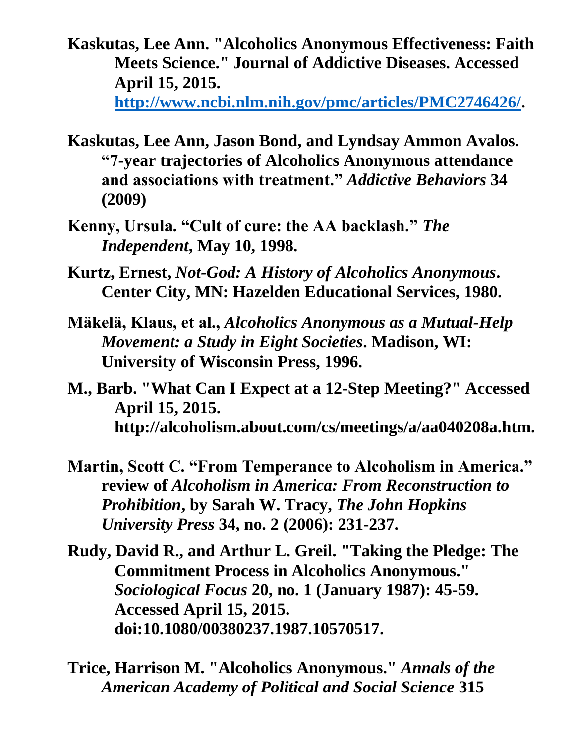**Kaskutas, Lee Ann. "Alcoholics Anonymous Effectiveness: Faith Meets Science." Journal of Addictive Diseases. Accessed April 15, 2015. [http://www.ncbi.nlm.nih.gov/pmc/articles/PMC2746426/](http://www.ncbi.nlm.nih.gov/pmc/articles/PMC2746426/).**

**Kaskutas, Lee Ann, Jason Bond, and Lyndsay Ammon Avalos. "7-year trajectories of Alcoholics Anonymous attendance and associations with treatment." *Addictive Behaviors* 34 (2009)**

**Kenny, Ursula. "Cult of cure: the AA backlash." *The Independent*, May 10, 1998.**

**Kurtz, Ernest, *Not-God: A History of Alcoholics Anonymous*. Center City, MN: Hazelden Educational Services, 1980.**

**Mäkelä, Klaus, et al., *Alcoholics Anonymous as a Mutual-Help Movement: a Study in Eight Societies*. Madison, WI: University of Wisconsin Press, 1996.**

**M., Barb. "What Can I Expect at a 12-Step Meeting?" Accessed April 15, 2015. http://alcoholism.about.com/cs/meetings/a/aa040208a.htm.**

**Martin, Scott C. "From Temperance to Alcoholism in America." review of *Alcoholism in America: From Reconstruction to Prohibition*, by Sarah W. Tracy, *The John Hopkins University Press* 34, no. 2 (2006): 231-237.**

**Rudy, David R., and Arthur L. Greil. "Taking the Pledge: The Commitment Process in Alcoholics Anonymous." *Sociological Focus* 20, no. 1 (January 1987): 45-59. Accessed April 15, 2015. doi:10.1080/00380237.1987.10570517.**

**Trice, Harrison M. "Alcoholics Anonymous." *Annals of the American Academy of Political and Social Science* 315**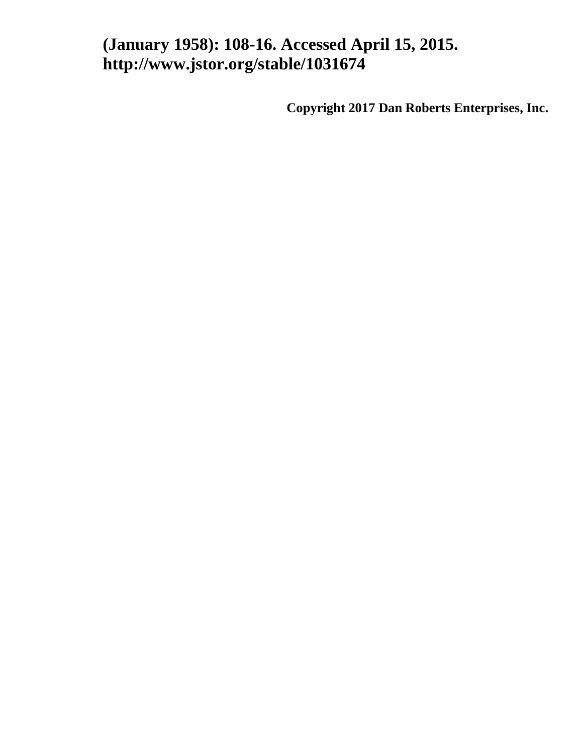**(January 1958): 108-16. Accessed April 15, 2015. http://www.jstor.org/stable/1031674**

**Copyright 2017 Dan Roberts Enterprises, Inc.**